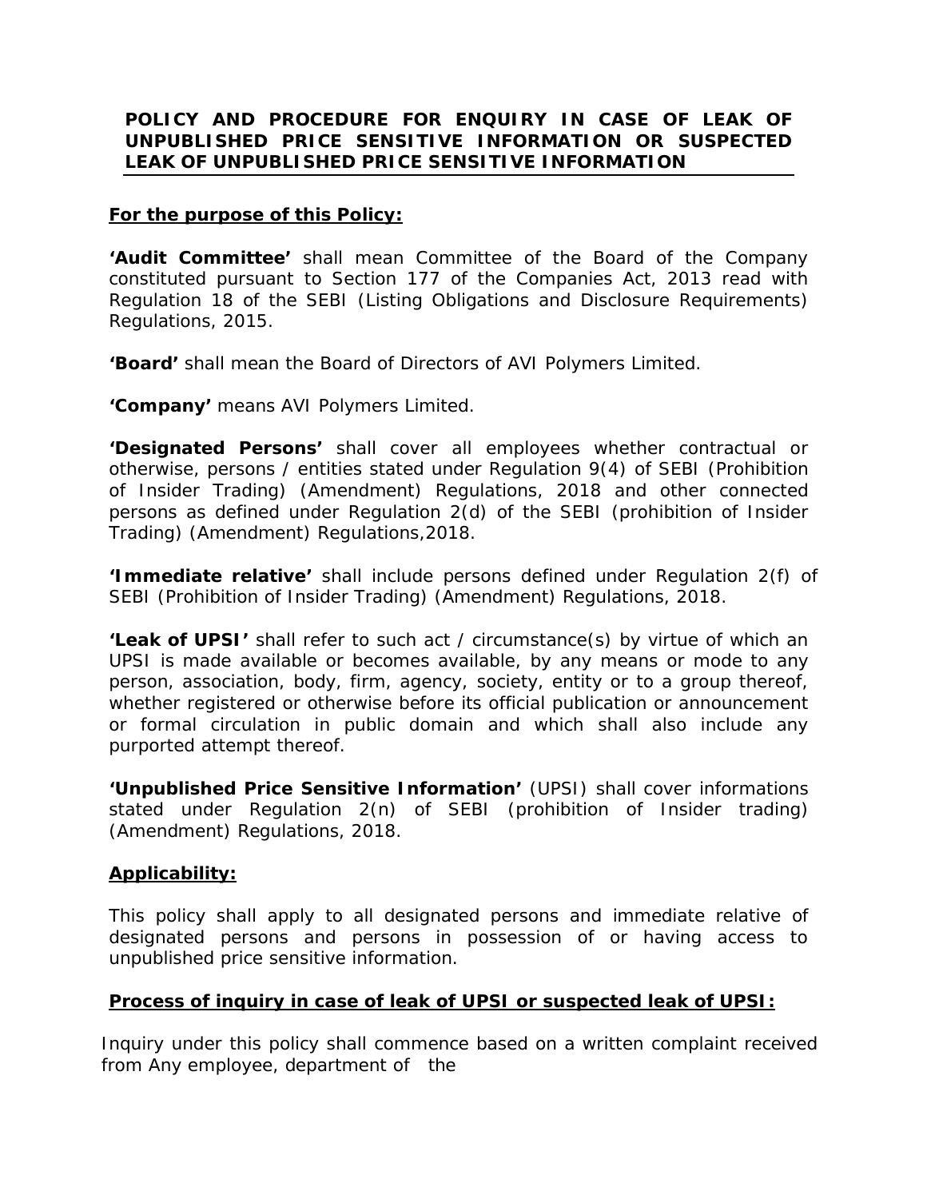# POLICY AND PROCEDURE FOR ENQUIRY IN CASE OF LEAK OF UNPUBLISHED PRICE SENSITIVE INFORMATION OR SUSPECTED LEAK OF UNPUBLISHED PRICE SENSITIVE INFORMATION

**For the purpose of this Policy:**

**'Audit Committee'** shall mean Committee of the Board of the Company constituted pursuant to Section 177 of the Companies Act, 2013 read with Regulation 18 of the SEBI (Listing Obligations and Disclosure Requirements) Regulations, 2015.

**'Board'** shall mean the Board of Directors of AVI Polymers Limited.

**'Company'** means AVI Polymers Limited.

**'Designated Persons'** shall cover all employees whether contractual or otherwise, persons / entities stated under Regulation 9(4) of SEBI (Prohibition of Insider Trading) (Amendment) Regulations, 2018 and other connected persons as defined under Regulation 2(d) of the SEBI (prohibition of Insider Trading) (Amendment) Regulations,2018.

**'Immediate relative'** shall include persons defined under Regulation 2(f) of SEBI (Prohibition of Insider Trading) (Amendment) Regulations, 2018.

**'Leak of UPSI'** shall refer to such act / circumstance(s) by virtue of which an UPSI is made available or becomes available, by any means or mode to any person, association, body, firm, agency, society, entity or to a group thereof, whether registered or otherwise before its official publication or announcement or formal circulation in public domain and which shall also include any purported attempt thereof.

**'Unpublished Price Sensitive Information'** (UPSI) shall cover informations stated under Regulation 2(n) of SEBI (prohibition of Insider trading) (Amendment) Regulations, 2018.

**Applicability:**

This policy shall apply to all designated persons and immediate relative of designated persons and persons in possession of or having access to unpublished price sensitive information.

**Process of inquiry in case of leak of UPSI or suspected leak of UPSI:**

Inquiry under this policy shall commence based on a written complaint received from Any employee, department of the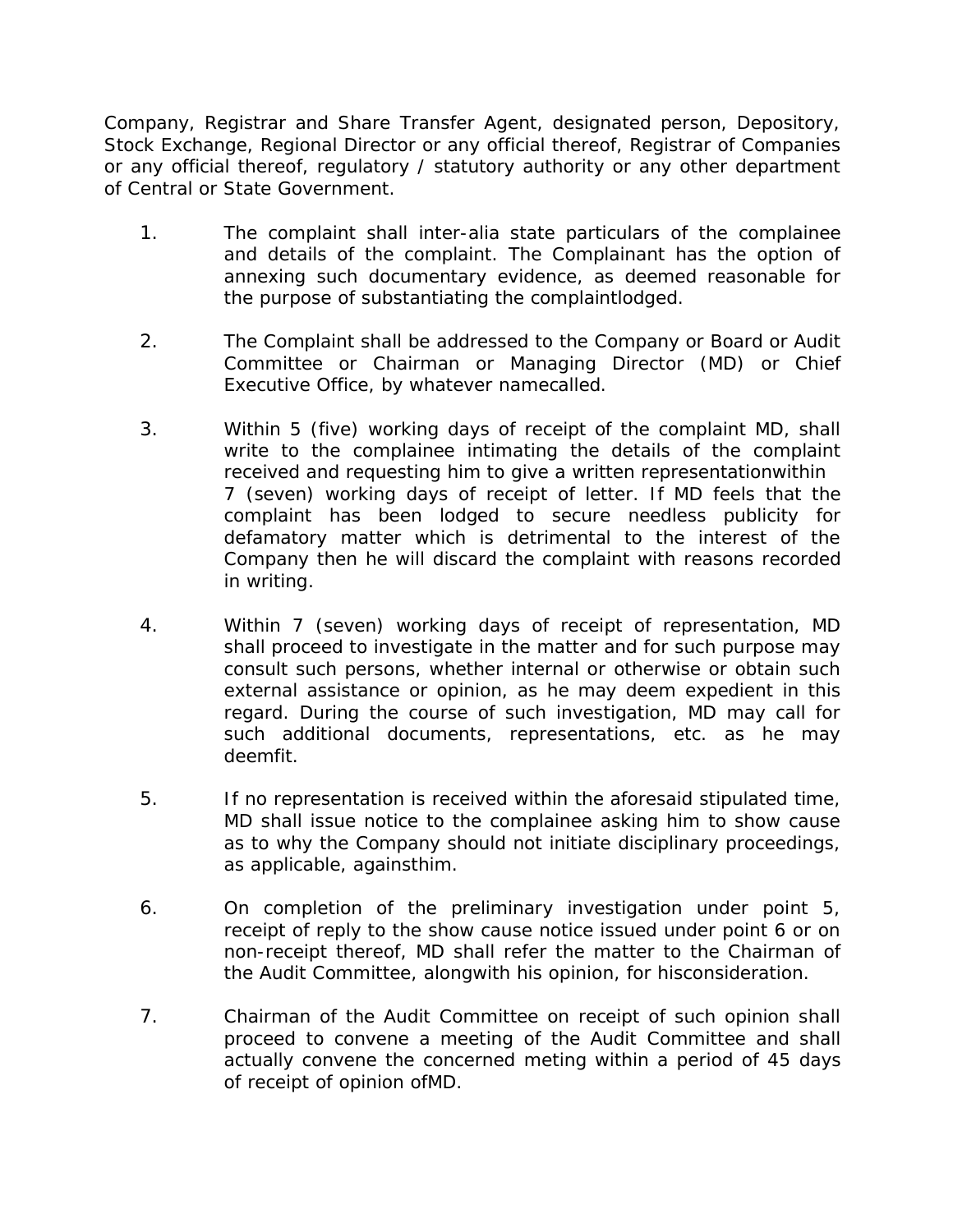Company, Registrar and Share Transfer Agent, designated person, Depository, Stock Exchange, Regional Director or any official thereof, Registrar of Companies or any official thereof, regulatory / statutory authority or any other department of Central or State Government.

1. The complaint shall inter-alia state particulars of the complainee and details of the complaint. The Complainant has the option of annexing such documentary evidence, as deemed reasonable for the purpose of substantiating the complaintlodged.

2. The Complaint shall be addressed to the Company or Board or Audit Committee or Chairman or Managing Director (MD) or Chief Executive Office, by whatever namecalled.

3. Within 5 (five) working days of receipt of the complaint MD, shall write to the complainee intimating the details of the complaint received and requesting him to give a written representationwithin 7 (seven) working days of receipt of letter. If MD feels that the complaint has been lodged to secure needless publicity for defamatory matter which is detrimental to the interest of the Company then he will discard the complaint with reasons recorded in writing.

4. Within 7 (seven) working days of receipt of representation, MD shall proceed to investigate in the matter and for such purpose may consult such persons, whether internal or otherwise or obtain such external assistance or opinion, as he may deem expedient in this regard. During the course of such investigation, MD may call for such additional documents, representations, etc. as he may deemfit.

5. If no representation is received within the aforesaid stipulated time, MD shall issue notice to the complainee asking him to show cause as to why the Company should not initiate disciplinary proceedings, as applicable, againsthim.

6. On completion of the preliminary investigation under point 5, receipt of reply to the show cause notice issued under point 6 or on non-receipt thereof, MD shall refer the matter to the Chairman of the Audit Committee, alongwith his opinion, for hisconsideration.

7. Chairman of the Audit Committee on receipt of such opinion shall proceed to convene a meeting of the Audit Committee and shall actually convene the concerned meting within a period of 45 days of receipt of opinion ofMD.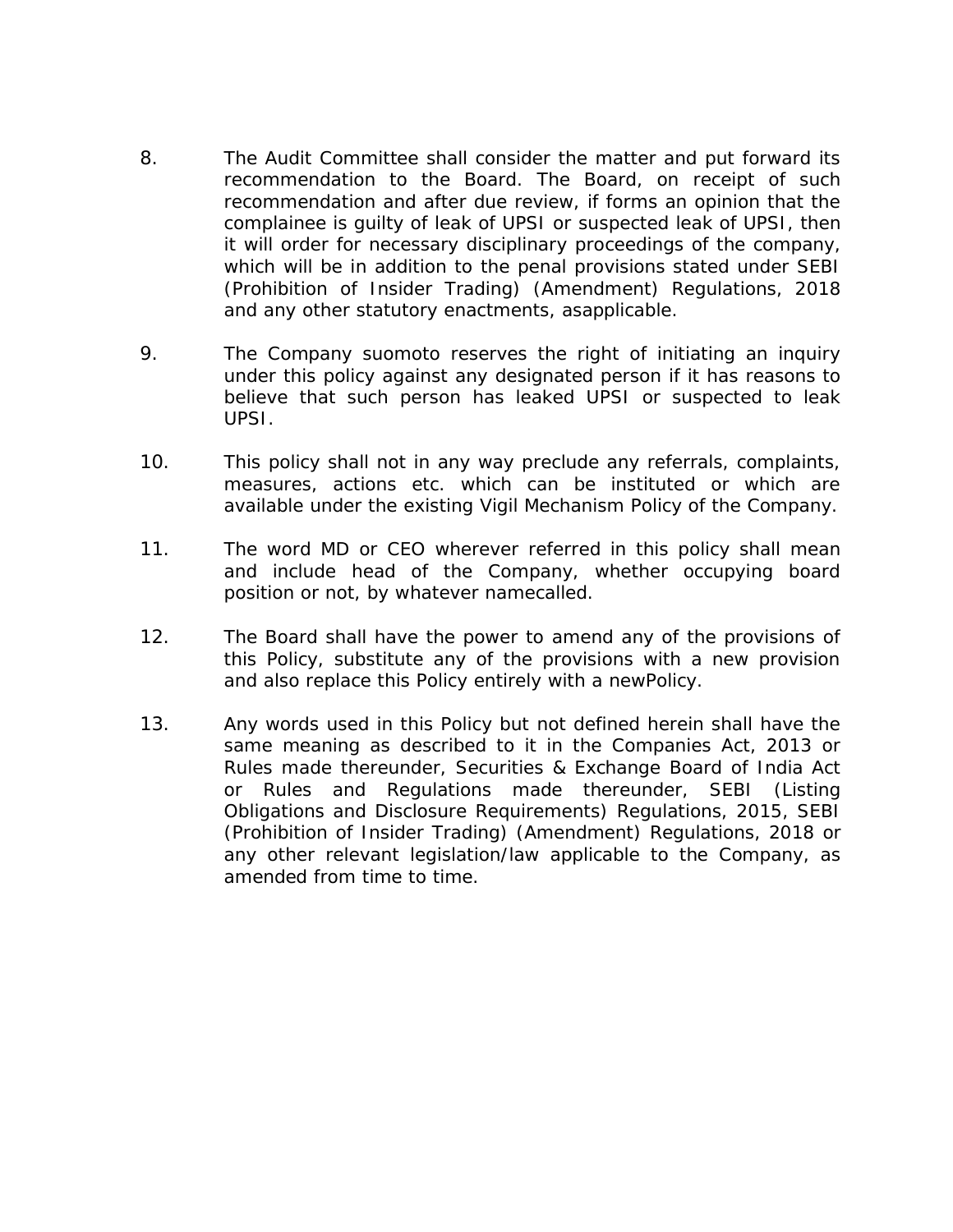8. The Audit Committee shall consider the matter and put forward its recommendation to the Board. The Board, on receipt of such recommendation and after due review, if forms an opinion that the complainee is guilty of leak of UPSI or suspected leak of UPSI, then it will order for necessary disciplinary proceedings of the company, which will be in addition to the penal provisions stated under SEBI (Prohibition of Insider Trading) (Amendment) Regulations, 2018 and any other statutory enactments, asapplicable.

9. The Company suomoto reserves the right of initiating an inquiry under this policy against any designated person if it has reasons to believe that such person has leaked UPSI or suspected to leak UPSI.

10. This policy shall not in any way preclude any referrals, complaints, measures, actions etc. which can be instituted or which are available under the existing Vigil Mechanism Policy of the Company.

11. The word MD or CEO wherever referred in this policy shall mean and include head of the Company, whether occupying board position or not, by whatever namecalled.

12. The Board shall have the power to amend any of the provisions of this Policy, substitute any of the provisions with a new provision and also replace this Policy entirely with a newPolicy.

13. Any words used in this Policy but not defined herein shall have the same meaning as described to it in the Companies Act, 2013 or Rules made thereunder, Securities & Exchange Board of India Act or Rules and Regulations made thereunder, SEBI (Listing Obligations and Disclosure Requirements) Regulations, 2015, SEBI (Prohibition of Insider Trading) (Amendment) Regulations, 2018 or any other relevant legislation/law applicable to the Company, as amended from time to time.